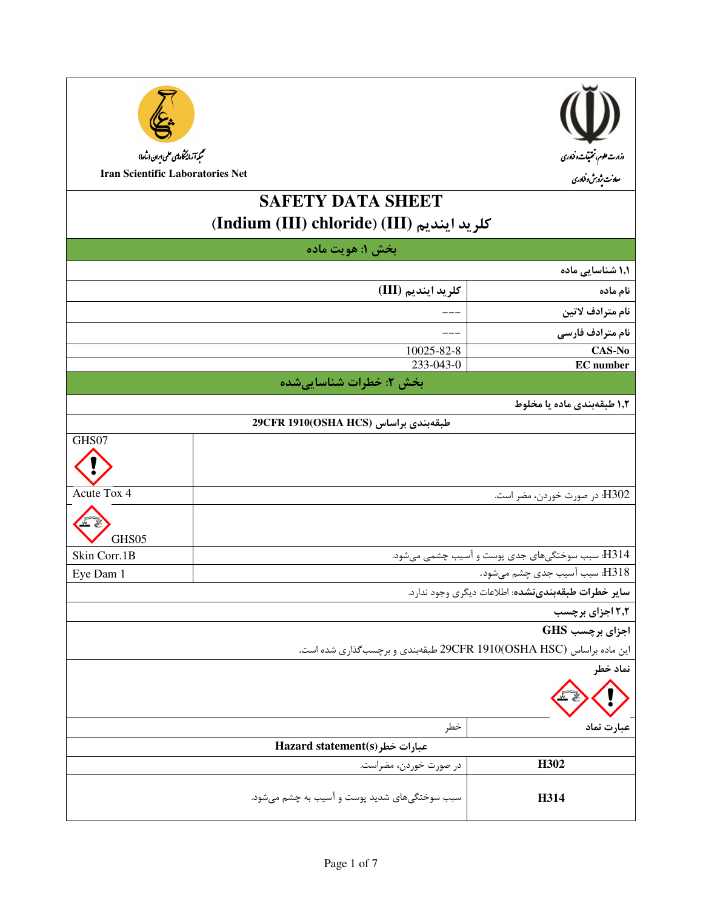وزارت علوم، تحقیقات و فناوری
معاونت پژوهش و فناوری

شبکه آزمایشگاه‌های علمی ایران (شاعا)
Iran Scientific Laboratories Net

# SAFETY DATA SHEET
## (Indium (III) chloride) (III) کلرید ایندیم

## بخش ۱: هویت ماده

**۱,۱ شناسایی ماده**

| | |
|---|---|
| **نام ماده** | کلرید ایندیم (III) |
| **نام مترادف لاتین** | --- |
| **نام مترادف فارسی** | --- |
| **CAS-No** | 10025-82-8 |
| **EC number** | 233-043-0 |

## بخش ۲: خطرات شناسایی‌شده

**۱,۲ طبقه‌بندی ماده یا مخلوط**

**طبقه‌بندی براساس (OSHA HCS) 29CFR 1910**

| | |
|---|---|
| GHS07 | |
| Acute Tox 4 | H302: در صورت خوردن، مضر است. |
| GHS05 | |
| Skin Corr.1B | H314: سبب سوختگی‌های جدی پوست و آسیب چشمی می‌شود. |
| Eye Dam 1 | H318: سبب آسیب جدی چشم می‌شود. |

**سایر خطرات طبقه‌بندی‌نشده**: اطلاعات دیگری وجود ندارد.

**۲,۲ اجزای برچسب**

**اجزای برچسب GHS**

این ماده براساس (OSHA HSC) 29CFR 1910 طبقه‌بندی و برچسب‌گذاری شده است.

**نماد خطر**

| | |
|---|---|
| **عبارت نماد** | خطر |

**عبارات خطر Hazard statement(s)**

| | |
|---|---|
| **H302** | در صورت خوردن، مضراست. |
| **H314** | سبب سوختگی‌های شدید پوست و آسیب به چشم می‌شود. |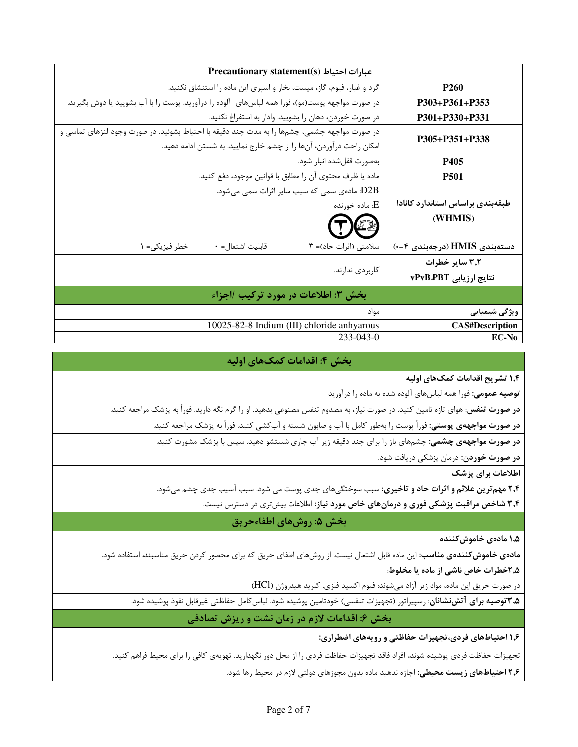| Precautionary statement(s) عبارات احتیاط | |
|---|---|
| P260 | گرد و غبار، فیوم، گاز، میست، بخار و اسپری این ماده را استنشاق نکنید. |
| P303+P361+P353 | در صورت مواجهه پوست(مو)، فورا همه لباس‌های آلوده را درآورید. پوست را با آب بشویید یا دوش بگیرید. |
| P301+P330+P331 | در صورت خوردن، دهان را بشویید. وادار به استفراغ نکنید. |
| P305+P351+P338 | در صورت مواجهه چشمی، چشم‌ها را به مدت چند دقیقه با احتیاط بشوئید. در صورت وجود لنزهای تماسی و امکان راحت درآوردن، آن‌ها را از چشم خارج نمایید. به شستن ادامه دهید. |
| P405 | به‌صورت قفل‌شده انبار شود. |
| P501 | ماده یا ظرف محتوی آن را مطابق با قوانین موجود، دفع کنید. |
| طبقه‌بندی براساس استاندارد کانادا (WHMIS) | D2B: ماده‌ی سمی که سبب سایر اثرات سمی می‌شود. E: ماده خورنده |
| دسته‌بندی HMIS (درجه‌بندی ۴-۰) | سلامتی (اثرات حاد)= ۳ قابلیت اشتعال= ۰ خطر فیزیکی= ۱ |
| ۳،۲ سایر خطرات نتایج ارزیابی vPvB.PBT | کاربردی ندارند. |

## بخش ۳: اطلاعات در مورد ترکیب /اجزاء

| ویژگی شیمیایی | مواد |
|---|---|
| CAS#Description | 10025-82-8 Indium (III) chloride anhyarous |
| EC-No | 233-043-0 |

## بخش ۴: اقدامات کمک‌های اولیه

**۱،۴ تشریح اقدامات کمک‌های اولیه**

**توصیه عمومی:** فورا همه لباس‌های آلوده شده به ماده را درآورید

**در صورت تنفس:** هوای تازه تامین کنید. در صورت نیاز، به مصدوم تنفس مصنوعی بدهید. او را گرم نگه دارید. فوراً به پزشک مراجعه کنید.

**در صورت مواجهه‌ی پوستی:** فوراً پوست را به‌طور کامل با آب و صابون شسته و آب‌کشی کنید. فوراً به پزشک مراجعه کنید.

**در صورت مواجهه‌ی چشمی:** چشم‌های باز را برای چند دقیقه زیر آب جاری شستشو دهید. سپس با پزشک مشورت کنید.

**در صورت خوردن:** درمان پزشکی دریافت شود.

**اطلاعات برای پزشک**

**۲،۴ مهم‌ترین علائم و اثرات حاد و تاخیری:** سبب سوختگی‌های جدی پوست می شود. سبب آسیب جدی چشم می‌شود.

**۳،۴ شاخص مراقبت پزشکی فوری و درمان‌های خاص مورد نیاز:** اطلاعات بیش‌تری در دسترس نیست.

## بخش ۵: روش‌های اطفاءحریق

**۱،۵ ماده‌ی خاموش‌کننده**

**ماده‌ی خاموش‌کننده‌ی مناسب:** این ماده قابل اشتعال نیست. از روش‌های اطفای حریق که برای محصور کردن حریق مناسبند، استفاده شود.

**۲،۵خطرات خاص ناشی از ماده یا مخلوط:**

در صورت حریق این ماده، مواد زیر آزاد می‌شوند: فیوم اکسید فلزی. کلرید هیدروژن (HCl)

**۳،۵توصیه برای آتش‌نشانان:** رسپیراتور (تجهیزات تنفسی) خودتامین پوشیده شود. لباس‌کامل حفاظتی غیرقابل نفوذ پوشیده شود.

## بخش ۶: اقدامات لازم در زمان نشت و ریزش تصادفی

**۱،۶ احتیاط‌های فردی،تجهیزات حفاظتی و رویه‌های اضطراری:**

تجهیزات حفاظت فردی پوشیده شوند. افراد فاقد تجهیزات حفاظت فردی را از محل دور نگهدارید. تهویه‌ی کافی را برای محیط فراهم کنید.

**۲،۶ احتیاط‌های زیست محیطی:** اجازه ندهید ماده بدون مجوزهای دولتی لازم در محیط رها شود.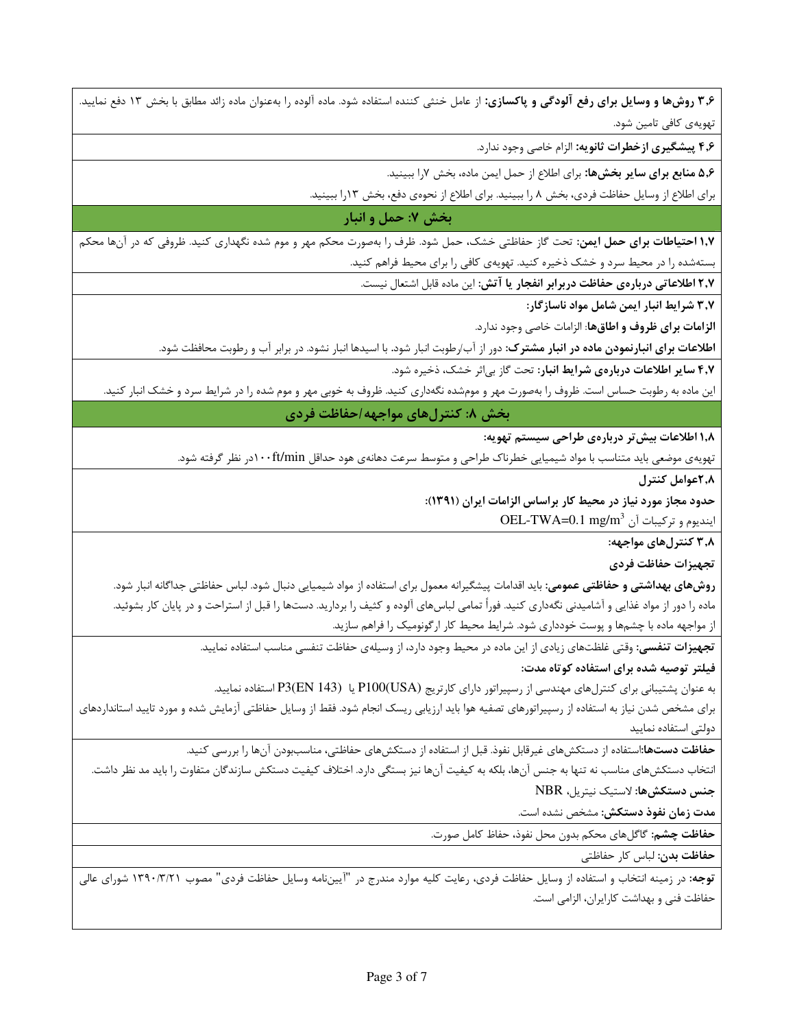**۳,۶ روش‌ها و وسایل برای رفع آلودگی و پاکسازی:** از عامل خنثی کننده استفاده شود. ماده آلوده را به‌عنوان ماده زائد مطابق با بخش ۱۳ دفع نمایید. تهویه‌ی کافی تامین شود.

**۴,۶ پیشگیری ازخطرات ثانویه:** الزام خاصی وجود ندارد.

**۵,۶ منابع برای سایر بخش‌ها:** برای اطلاع از حمل ایمن ماده، بخش ۷را ببینید.

برای اطلاع از وسایل حفاظت فردی، بخش ۸ را ببینید. برای اطلاع از نحوه‌ی دفع، بخش ۱۳را ببینید.

## بخش ۷: حمل و انبار

**۱,۷ احتیاطات برای حمل ایمن:** تحت گاز حفاظتی خشک، حمل شود. ظرف را به‌صورت محکم مهر و موم شده نگهداری کنید. ظروفی که در آن‌ها محکم بسته‌شده را در محیط سرد و خشک ذخیره کنید. تهویه‌ی کافی را برای محیط فراهم کنید.

**۲,۷ اطلاعاتی درباره‌ی حفاظت دربرابر انفجار یا آتش:** این ماده قابل اشتعال نیست.

**۳,۷ شرایط انبار ایمن شامل مواد ناسازگار:**

**الزامات برای ظروف و اطاق‌ها**: الزامات خاصی وجود ندارد.

**اطلاعات برای انبارنمودن ماده در انبار مشترک:** دور از آب/رطوبت انبار شود. با اسیدها انبار نشود. در برابر آب و رطوبت محافظت شود.

**۴,۷ سایر اطلاعات درباره‌ی شرایط انبار:** تحت گاز بی‌اثر خشک، ذخیره شود.

این ماده به رطوبت حساس است. ظروف را به‌صورت مهر و موم‌شده نگهداری کنید. ظروف به خوبی مهر و موم شده را در شرایط سرد و خشک انبار کنید.

## بخش ۸: کنترل‌های مواجهه/حفاظت فردی

**۱,۸ اطلاعات بیش‌تر درباره‌ی طراحی سیستم تهویه:**

تهویه‌ی موضعی باید متناسب با مواد شیمیایی خطرناک طراحی و متوسط سرعت دهانه‌ی هود حداقل ۱۰۰ft/minدر نظر گرفته شود.

**۲,۸عوامل کنترل**

**حدود مجاز مورد نیاز در محیط کار براساس الزامات ایران (۱۳۹۱):**

ایندیوم و ترکیبات آن $OEL\text{-}TWA=0.1\ mg/m^3$

**۳,۸ کنترل‌های مواجهه:**

**تجهیزات حفاظت فردی**

**روش‌های بهداشتی و حفاظتی عمومی:** باید اقدامات پیشگیرانه معمول برای استفاده از مواد شیمیایی دنبال شود. لباس حفاظتی جداگانه انبار شود. ماده را دور از مواد غذایی و آشامیدنی نگه‌داری کنید. فوراً تمامی لباس‌های آلوده و کثیف را بردارید. دست‌ها را قبل از استراحت و در پایان کار بشوئید. از مواجهه ماده با چشم‌ها و پوست خودداری شود. شرایط محیط کار ارگونومیک را فراهم سازید.

**تجهیزات تنفسی:** وقتی غلظت‌های زیادی از این ماده در محیط وجود دارد، از وسیله‌ی حفاظت تنفسی مناسب استفاده نمایید.

**فیلتر توصیه شده برای استفاده کوتاه مدت:**

به عنوان پشتیبانی برای کنترل‌های مهندسی از رسپیراتور دارای کارتریج P100(USA) یا P3(EN 143) استفاده نمایید.

برای مشخص شدن نیاز به استفاده از رسپیراتورهای تصفیه هوا باید ارزیابی ریسک انجام شود. فقط از وسایل حفاظتی آزمایش شده و مورد تایید استانداردهای دولتی استفاده نمایید

**حفاظت دست‌ها:**استفاده از دستکش‌های غیرقابل نفوذ. قبل از استفاده از دستکش‌های حفاظتی، مناسب‌بودن آن‌ها را بررسی کنید.

انتخاب دستکش‌های مناسب نه تنها به جنس آن‌ها، بلکه به کیفیت آن‌ها نیز بستگی دارد. اختلاف کیفیت دستکش سازندگان متفاوت را باید مد نظر داشت.

**جنس دستکش‌ها:** لاستیک نیتریل، NBR

**مدت زمان نفوذ دستکش:** مشخص نشده است.

**حفاظت چشم:** گاگل‌های محکم بدون محل نفوذ، حفاظ کامل صورت.

**حفاظت بدن:** لباس کار حفاظتی

**توجه:** در زمینه انتخاب و استفاده از وسایل حفاظت فردی، رعایت کلیه موارد مندرج در "آیین‌نامه وسایل حفاظت فردی" مصوب ۱۳۹۰/۳/۲۱ شورای عالی حفاظت فنی و بهداشت کارایران، الزامی است.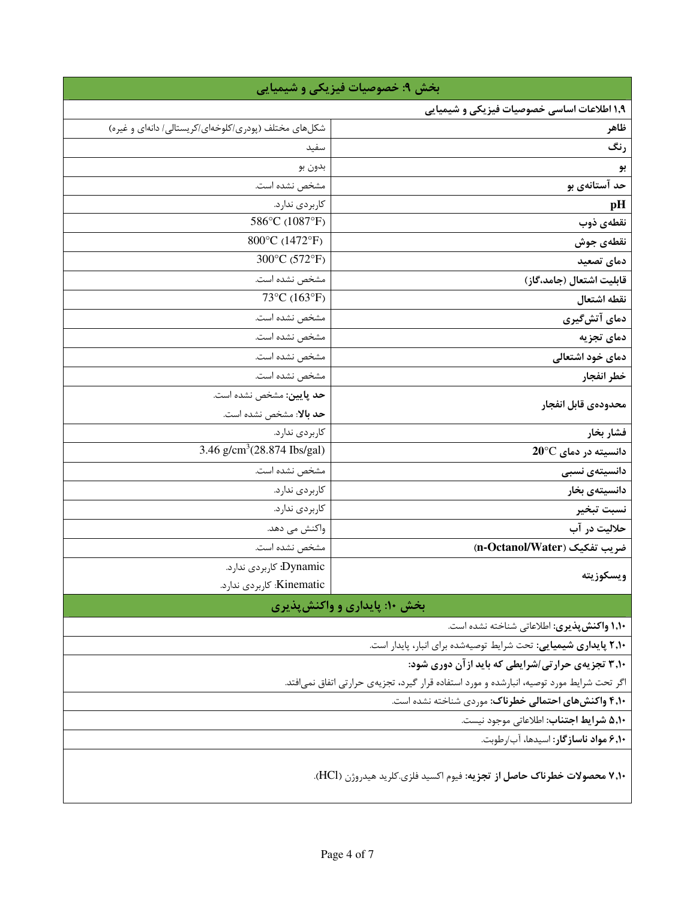## بخش ۹: خصوصیات فیزیکی و شیمیایی

**۱,۹ اطلاعات اساسی خصوصیات فیزیکی و شیمیایی**

| | |
|---|---|
| **ظاهر** | شکل‌های مختلف (پودری/کلوخه‌ای/کریستالی/ دانه‌ای و غیره) |
| **رنگ** | سفید |
| **بو** | بدون بو |
| **حد آستانه‌ی بو** | مشخص نشده است. |
| **pH** | کاربردی ندارد. |
| **نقطه‌ی ذوب** | 586°C (1087°F) |
| **نقطه‌ی جوش** | 800°C (1472°F) |
| **دمای تصعید** | 300°C (572°F) |
| **قابلیت اشتعال (جامد،گاز)** | مشخص نشده است. |
| **نقطه اشتعال** | 73°C (163°F) |
| **دمای آتش‌گیری** | مشخص نشده است. |
| **دمای تجزیه** | مشخص نشده است. |
| **دمای خود اشتعالی** | مشخص نشده است. |
| **خطر انفجار** | مشخص نشده است. |
| **محدوده‌ی قابل انفجار** | **حد پایین:** مشخص نشده است.<br>**حد بالا:** مشخص نشده است. |
| **فشار بخار** | کاربردی ندارد. |
| **دانسیته در دمای 20°C** | 3.46 $g/cm^3$(28.874 Ibs/gal) |
| **دانسیته‌ی نسبی** | مشخص نشده است. |
| **دانسیته‌ی بخار** | کاربردی ندارد. |
| **نسبت تبخیر** | کاربردی ندارد. |
| **حلالیت در آب** | واکنش می دهد. |
| **ضریب تفکیک (n-Octanol/Water)** | مشخص نشده است. |
| **ویسکوزیته** | Dynamic: کاربردی ندارد.<br>Kinematic: کاربردی ندارد. |

## بخش ۱۰: پایداری و واکنش‌پذیری

**۱,۱۰ واکنش‌پذیری:** اطلاعاتی شناخته نشده است.

**۲,۱۰ پایداری شیمیایی:** تحت شرایط توصیه‌شده برای انبار، پایدار است.

**۳,۱۰ تجزیه‌ی حرارتی/شرایطی که باید از آن دوری شود:**

اگر تحت شرایط مورد توصیه، انبارشده و مورد استفاده قرار گیرد، تجزیه‌ی حرارتی اتفاق نمی‌افتد.

**۴,۱۰ واکنش‌های احتمالی خطرناک:** موردی شناخته نشده است.

**۵,۱۰ شرایط اجتناب:** اطلاعاتی موجود نیست.

**۶,۱۰ مواد ناسازگار:** اسیدها، آب/رطوبت.

**۷,۱۰ محصولات خطرناک حاصل از تجزیه:** فیوم اکسید فلزی.کلرید هیدروژن (HCl).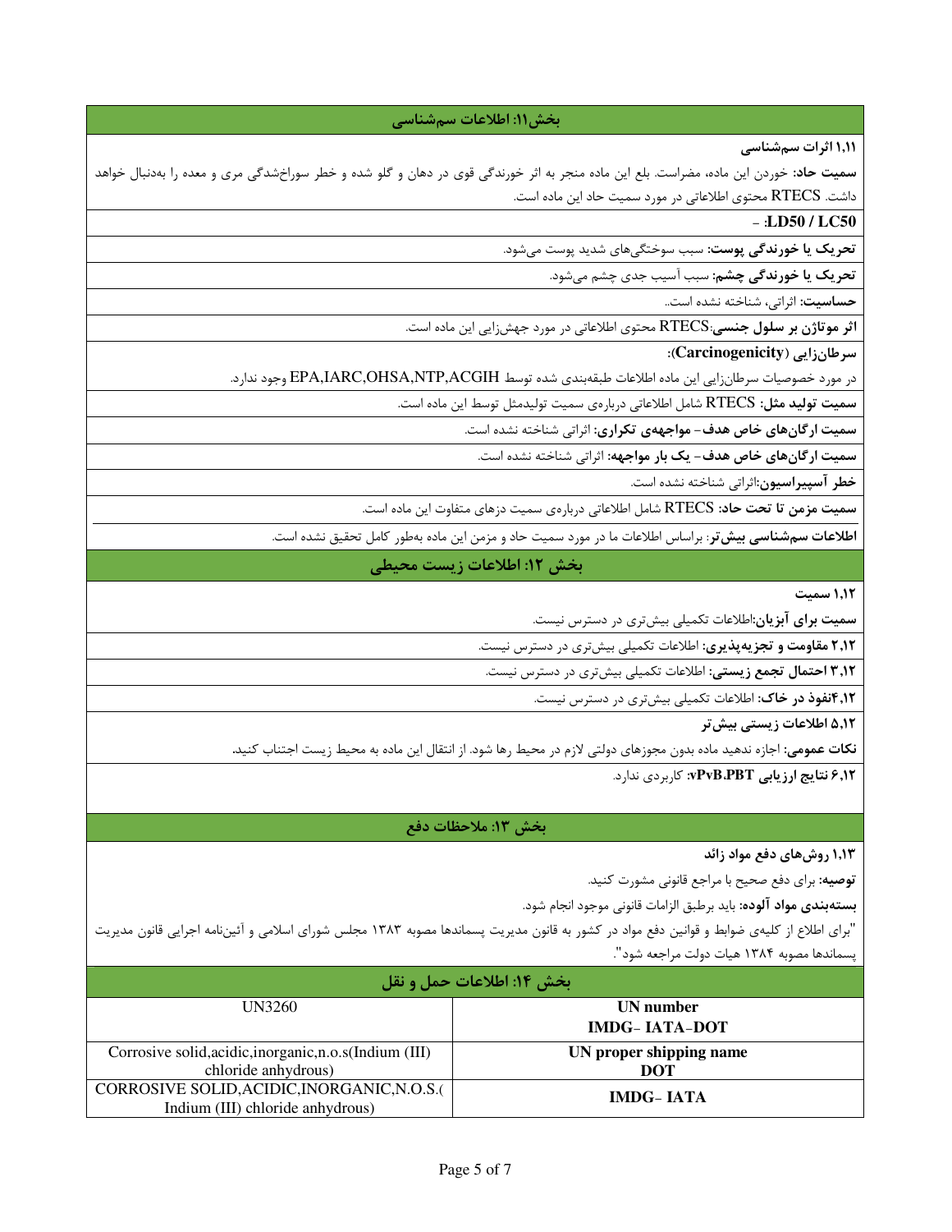## بخش۱۱: اطلاعات سم‌شناسی

**۱,۱۱ اثرات سم‌شناسی**

**سمیت حاد:** خوردن این ماده، مضراست. بلع این ماده منجر به اثر خورندگی قوی در دهان و گلو شده و خطر سوراخ‌شدگی مری و معده را به‌دنبال خواهد داشت. RTECS محتوی اطلاعاتی در مورد سمیت حاد این ماده است.

**LD50 / LC50:** -

**تحریک یا خورندگی پوست:** سبب سوختگی‌های شدید پوست می‌شود.

**تحریک یا خورندگی چشم:** سبب آسیب جدی چشم می‌شود.

**حساسیت:** اثراتی، شناخته نشده است..

**اثر موتاژن بر سلول جنسی:**RTECS محتوی اطلاعاتی در مورد جهش‌زایی این ماده است.

**سرطان‌زایی (Carcinogenicity):**

در مورد خصوصیات سرطان‌زایی این ماده اطلاعات طبقه‌بندی شده توسط EPA,IARC,OHSA,NTP,ACGIH وجود ندارد.

**سمیت تولید مثل:** RTECS شامل اطلاعاتی درباره‌ی سمیت تولیدمثل توسط این ماده است.

**سمیت ارگان‌های خاص هدف- مواجهه‌ی تکراری:** اثراتی شناخته نشده است.

**سمیت ارگان‌های خاص هدف- یک بار مواجهه:** اثراتی شناخته نشده است.

**خطر آسپیراسیون:**اثراتی شناخته نشده است.

**سمیت مزمن تا تحت حاد:** RTECS شامل اطلاعاتی درباره‌ی سمیت دزهای متفاوت این ماده است.

**اطلاعات سم‌شناسی بیش‌تر:** براساس اطلاعات ما در مورد سمیت حاد و مزمن این ماده به‌طور کامل تحقیق نشده است.

## بخش ۱۲: اطلاعات زیست محیطی

**۱,۱۲ سمیت**

**سمیت برای آبزیان:**اطلاعات تکمیلی بیش‌تری در دسترس نیست.

**۲,۱۲ مقاومت و تجزیه‌پذیری:** اطلاعات تکمیلی بیش‌تری در دسترس نیست.

**۳,۱۲ احتمال تجمع زیستی:** اطلاعات تکمیلی بیش‌تری در دسترس نیست.

**۴,۱۲نفوذ در خاک:** اطلاعات تکمیلی بیش‌تری در دسترس نیست.

**۵,۱۲ اطلاعات زیستی بیش‌تر**

**نکات عمومی:** اجازه ندهید ماده بدون مجوزهای دولتی لازم در محیط رها شود. از انتقال این ماده به محیط زیست اجتناب کنید.

**۶,۱۲ نتایج ارزیابی vPvB.PBT:** کاربردی ندارد.

## بخش ۱۳: ملاحظات دفع

**۱,۱۳ روش‌های دفع مواد زائد**

**توصیه:** برای دفع صحیح با مراجع قانونی مشورت کنید.

**بسته‌بندی مواد آلوده:** باید برطبق الزامات قانونی موجود انجام شود.

"برای اطلاع از کلیه‌ی ضوابط و قوانین دفع مواد در کشور به قانون مدیریت پسماندها مصوبه ۱۳۸۳ مجلس شورای اسلامی و آئین‌نامه اجرایی قانون مدیریت پسماندها مصوبه ۱۳۸۴ هیات دولت مراجعه شود".

## بخش ۱۴: اطلاعات حمل و نقل

| | |
|---|---|
| **UN number IMDG- IATA-DOT** | UN3260 |
| **UN proper shipping name DOT** | Corrosive solid,acidic,inorganic,n.o.s(Indium (III) chloride anhydrous) |
| **IMDG- IATA** | CORROSIVE SOLID,ACIDIC,INORGANIC,N.O.S.( Indium (III) chloride anhydrous) |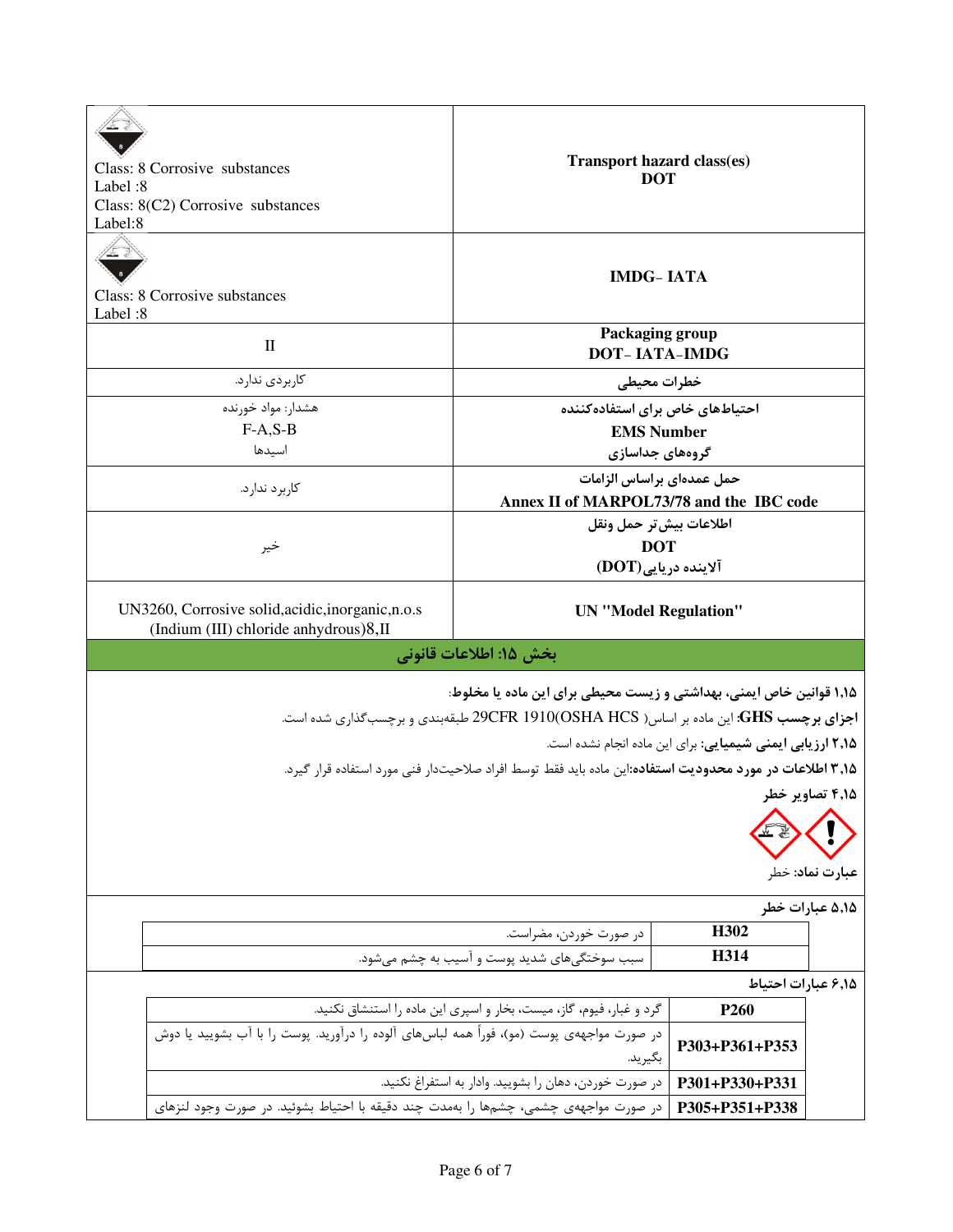| | |
|---|---|
| Class: 8 Corrosive substances<br>Label :8<br>Class: 8(C2) Corrosive substances<br>Label:8 | **Transport hazard class(es)**<br>**DOT** |
| Class: 8 Corrosive substances<br>Label :8 | **IMDG- IATA** |
| II | **Packaging group**<br>**DOT- IATA-IMDG** |
| کاربردی ندارد. | **خطرات محیطی** |
| هشدار: مواد خورنده<br>F-A,S-B<br>اسیدها | **احتیاط‌های خاص برای استفاده‌کننده**<br>**EMS Number**<br>**گروه‌های جداسازی** |
| کاربرد ندارد. | **حمل عمده‌ای براساس الزامات**<br>**Annex II of MARPOL73/78 and the IBC code** |
| خیر | **اطلاعات بیش‌تر حمل ونقل**<br>**DOT**<br>**آلاینده دریایی(DOT)** |
| UN3260, Corrosive solid,acidic,inorganic,n.o.s (Indium (III) chloride anhydrous)8,II | **UN "Model Regulation"** |

## بخش ۱۵: اطلاعات قانونی

**۱,۱۵ قوانین خاص ایمنی، بهداشتی و زیست محیطی برای این ماده یا مخلوط**:

**اجزای برچسب GHS:** این ماده بر اساس( 29CFR 1910(OSHA HCS طبقه‌بندی و برچسب‌گذاری شده است.

**۲,۱۵ ارزیابی ایمنی شیمیایی:** برای این ماده انجام نشده است.

**۳,۱۵ اطلاعات در مورد محدودیت استفاده:**این ماده باید فقط توسط افراد صلاحیت‌دار فنی مورد استفاده قرار گیرد.

**۴,۱۵ تصاویر خطر**

**عبارت نماد:** خطر

**۵,۱۵ عبارات خطر**

| | |
|---|---|
| **H302** | در صورت خوردن، مضراست. |
| **H314** | سبب سوختگی‌های شدید پوست و آسیب به چشم می‌شود. |

**۶,۱۵ عبارات احتیاط**

| | |
|---|---|
| **P260** | گرد و غبار، فیوم، گاز، میست، بخار و اسپری این ماده را استنشاق نکنید. |
| **P303+P361+P353** | در صورت مواجههٔ پوست (مو)، فوراً همه لباس‌های آلوده را درآورید. پوست را با آب بشویید یا دوش بگیرید. |
| **P301+P330+P331** | در صورت خوردن، دهان را بشویید. وادار به استفراغ نکنید. |
| **P305+P351+P338** | در صورت مواجههٔ چشمی، چشم‌ها را به‌مدت چند دقیقه با احتیاط بشوئید. در صورت وجود لنزهای |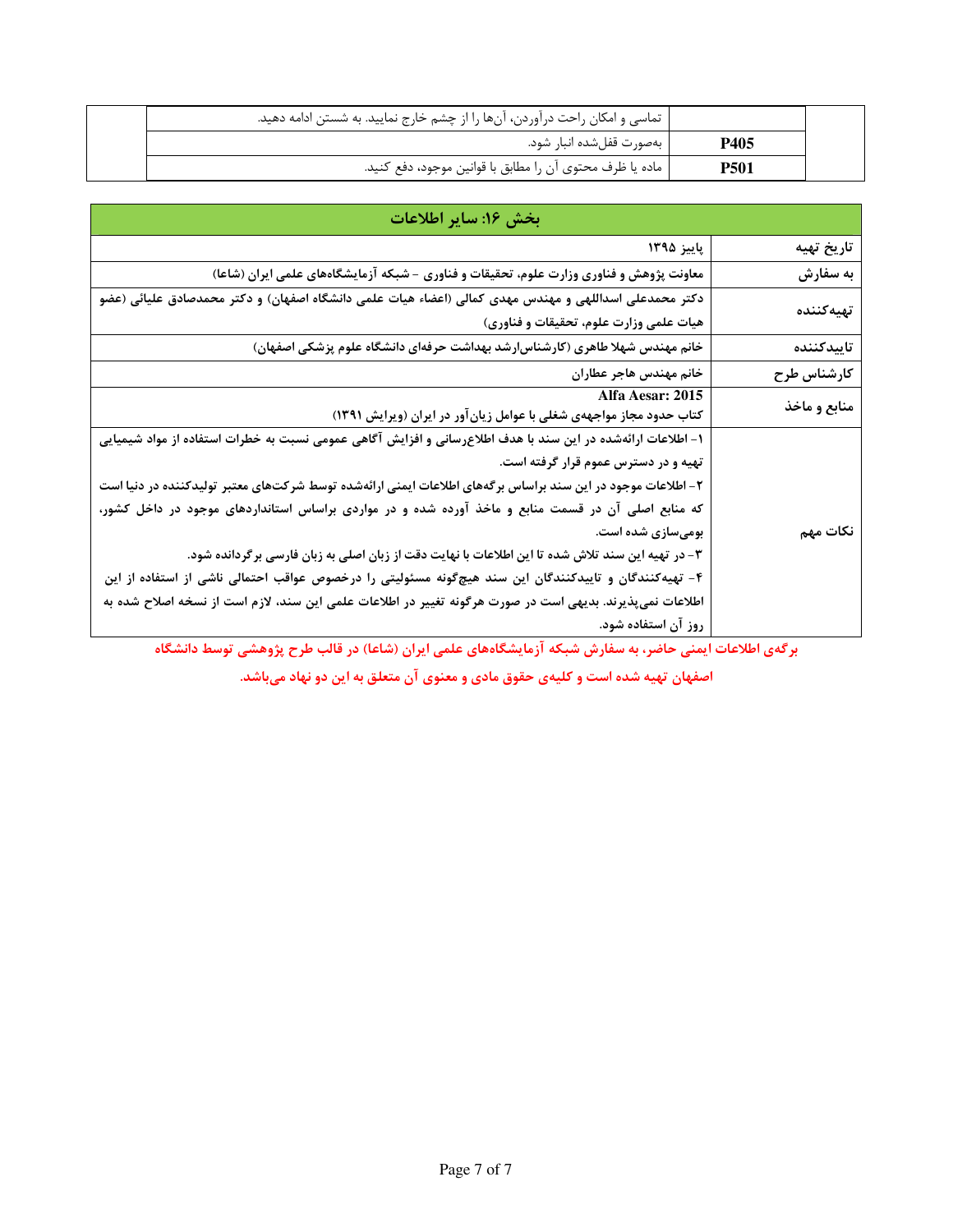| | | | |
|---|---|---|---|
| | | تماسی و امکان راحت درآوردن، آن‌ها را از چشم خارج نمایید. به شستن ادامه دهید. | |
| | **P405** | به‌صورت قفل‌شده انبار شود. | |
| | **P501** | ماده یا ظرف محتوی آن را مطابق با قوانین موجود، دفع کنید. | |

## بخش ۱۶: سایر اطلاعات

| | |
|---|---|
| **تاریخ تهیه** | **پاییز ۱۳۹۵** |
| **به سفارش** | **معاونت پژوهش و فناوری وزارت علوم، تحقیقات و فناوری - شبکه آزمایشگاه‌های علمی ایران (شاعا)** |
| **تهیه‌کننده** | **دکتر محمدعلی اسداللهی و مهندس مهدی کمالی (اعضاء هیات علمی دانشگاه اصفهان) و دکتر محمدصادق علیائی (عضو هیات علمی وزارت علوم، تحقیقات و فناوری)** |
| **تاییدکننده** | **خانم مهندس شهلا طاهری (کارشناس‌ارشد بهداشت حرفه‌ای دانشگاه علوم پزشکی اصفهان)** |
| **کارشناس طرح** | **خانم مهندس هاجر عطاران** |
| **منابع و ماخذ** | **Alfa Aesar: 2015** <br> **کتاب حدود مجاز مواجهه‌ی شغلی با عوامل زیان‌آور در ایران (ویرایش ۱۳۹۱)** |
| **نکات مهم** | **۱- اطلاعات ارائه‌شده در این سند با هدف اطلاع‌رسانی و افزایش آگاهی عمومی نسبت به خطرات استفاده از مواد شیمیایی تهیه و در دسترس عموم قرار گرفته است.** <br> **۲- اطلاعات موجود در این سند براساس برگه‌های اطلاعات ایمنی ارائه‌شده توسط شرکت‌های معتبر تولیدکننده در دنیا است که منابع اصلی آن در قسمت منابع و ماخذ آورده شده و در مواردی براساس استانداردهای موجود در داخل کشور، بومی‌سازی شده است.** <br> **۳- در تهیه این سند تلاش شده تا این اطلاعات با نهایت دقت از زبان اصلی به زبان فارسی برگردانده شود.** <br> **۴- تهیه‌کنندگان و تاییدکنندگان این سند هیچ‌گونه مسئولیتی را درخصوص عواقب احتمالی ناشی از استفاده از این اطلاعات نمی‌پذیرند. بدیهی است در صورت هرگونه تغییر در اطلاعات علمی این سند، لازم است از نسخه اصلاح شده به روز آن استفاده شود.** |

**برگه‌ی اطلاعات ایمنی حاضر، به سفارش شبکه آزمایشگاه‌های علمی ایران (شاعا) در قالب طرح پژوهشی توسط دانشگاه اصفهان تهیه شده است و کلیه‌ی حقوق مادی و معنوی آن متعلق به این دو نهاد می‌باشد.**